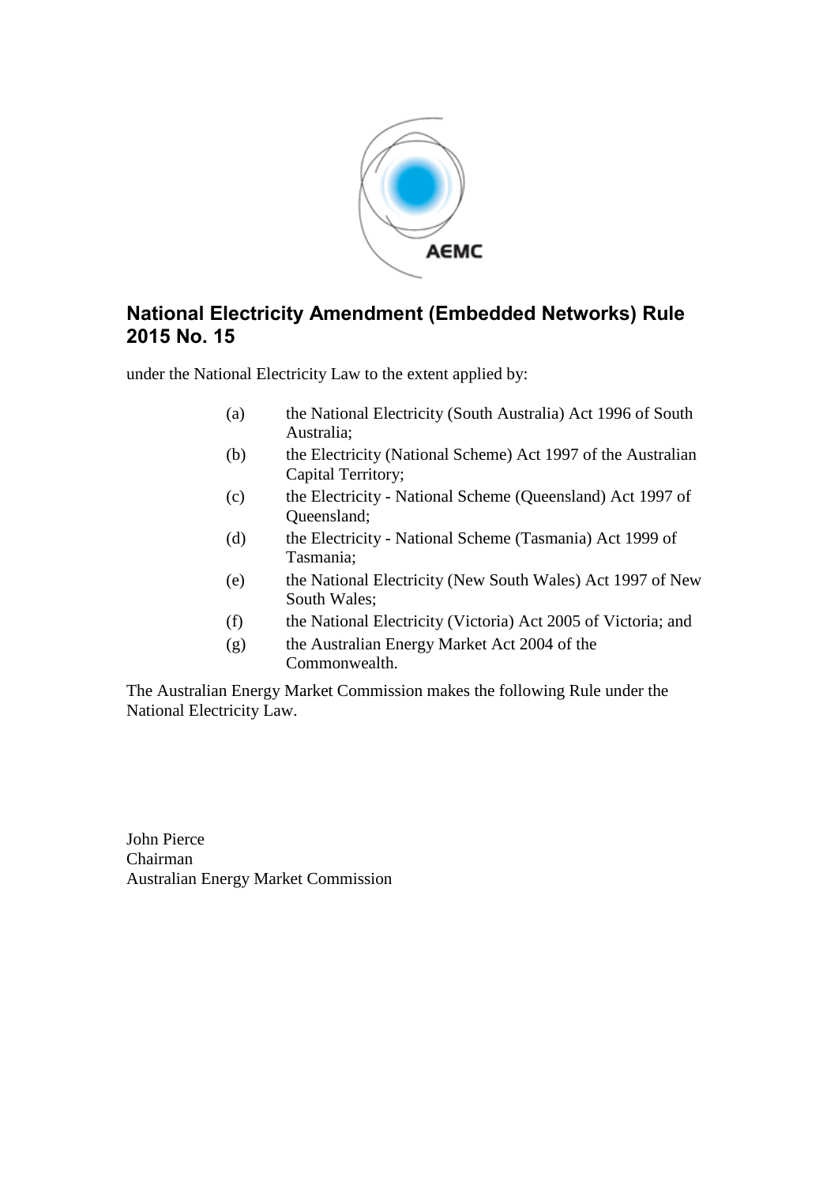# National Electricity Amendment (Embedded Networks) Rule 2015 No. 15

under the National Electricity Law to the extent applied by:

(a) the National Electricity (South Australia) Act 1996 of South Australia;

(b) the Electricity (National Scheme) Act 1997 of the Australian Capital Territory;

(c) the Electricity - National Scheme (Queensland) Act 1997 of Queensland;

(d) the Electricity - National Scheme (Tasmania) Act 1999 of Tasmania;

(e) the National Electricity (New South Wales) Act 1997 of New South Wales;

(f) the National Electricity (Victoria) Act 2005 of Victoria; and

(g) the Australian Energy Market Act 2004 of the Commonwealth.

The Australian Energy Market Commission makes the following Rule under the National Electricity Law.

John Pierce
Chairman
Australian Energy Market Commission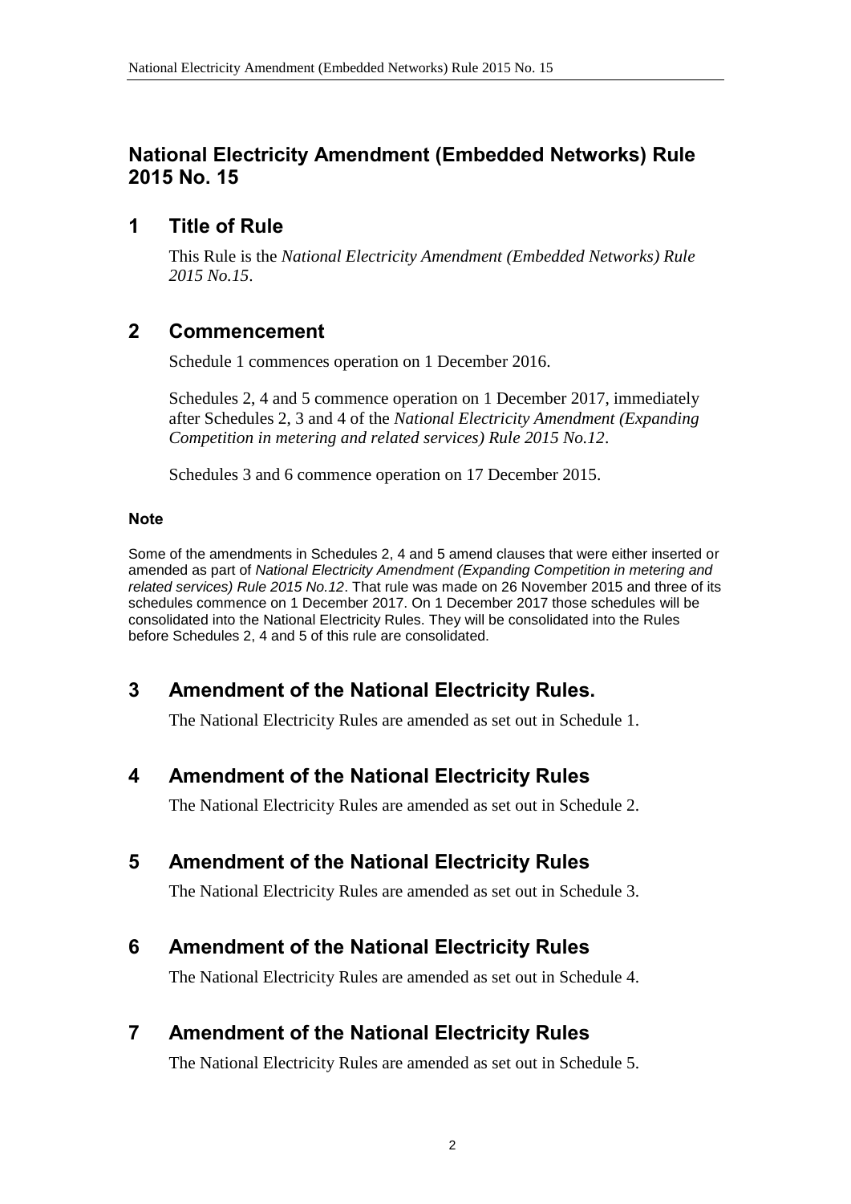# National Electricity Amendment (Embedded Networks) Rule 2015 No. 15

## 1 Title of Rule

This Rule is the *National Electricity Amendment (Embedded Networks) Rule 2015 No.15*.

## 2 Commencement

Schedule 1 commences operation on 1 December 2016.

Schedules 2, 4 and 5 commence operation on 1 December 2017, immediately after Schedules 2, 3 and 4 of the *National Electricity Amendment (Expanding Competition in metering and related services) Rule 2015 No.12*.

Schedules 3 and 6 commence operation on 17 December 2015.

#### Note

Some of the amendments in Schedules 2, 4 and 5 amend clauses that were either inserted or amended as part of *National Electricity Amendment (Expanding Competition in metering and related services) Rule 2015 No.12*. That rule was made on 26 November 2015 and three of its schedules commence on 1 December 2017. On 1 December 2017 those schedules will be consolidated into the National Electricity Rules. They will be consolidated into the Rules before Schedules 2, 4 and 5 of this rule are consolidated.

## 3 Amendment of the National Electricity Rules.

The National Electricity Rules are amended as set out in Schedule 1.

## 4 Amendment of the National Electricity Rules

The National Electricity Rules are amended as set out in Schedule 2.

## 5 Amendment of the National Electricity Rules

The National Electricity Rules are amended as set out in Schedule 3.

## 6 Amendment of the National Electricity Rules

The National Electricity Rules are amended as set out in Schedule 4.

## 7 Amendment of the National Electricity Rules

The National Electricity Rules are amended as set out in Schedule 5.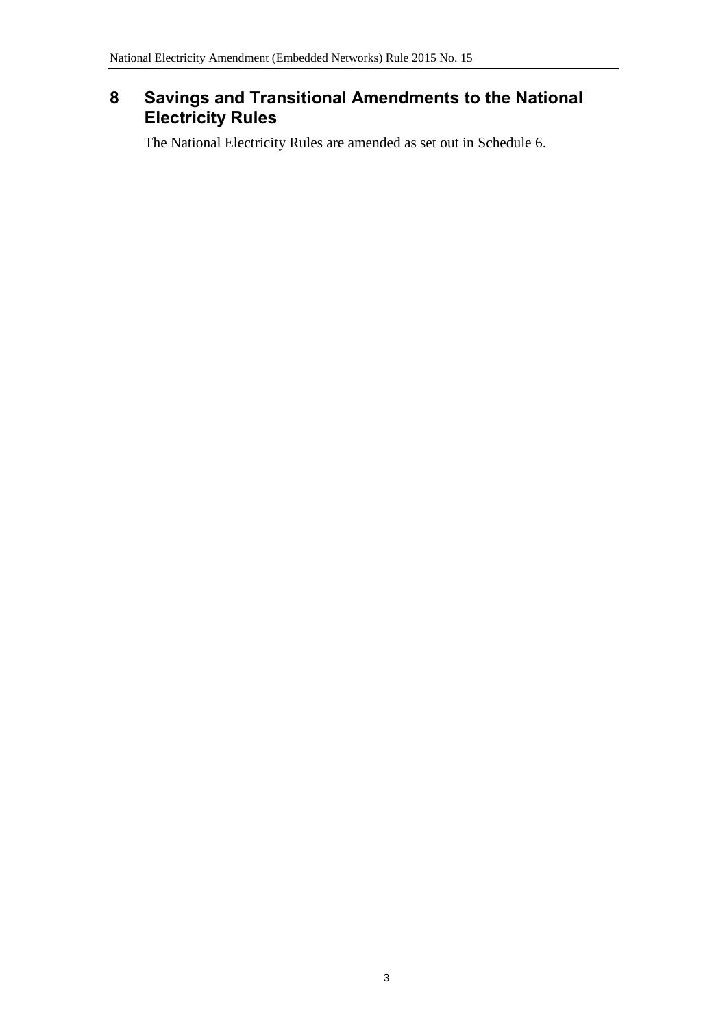## 8 Savings and Transitional Amendments to the National Electricity Rules

The National Electricity Rules are amended as set out in Schedule 6.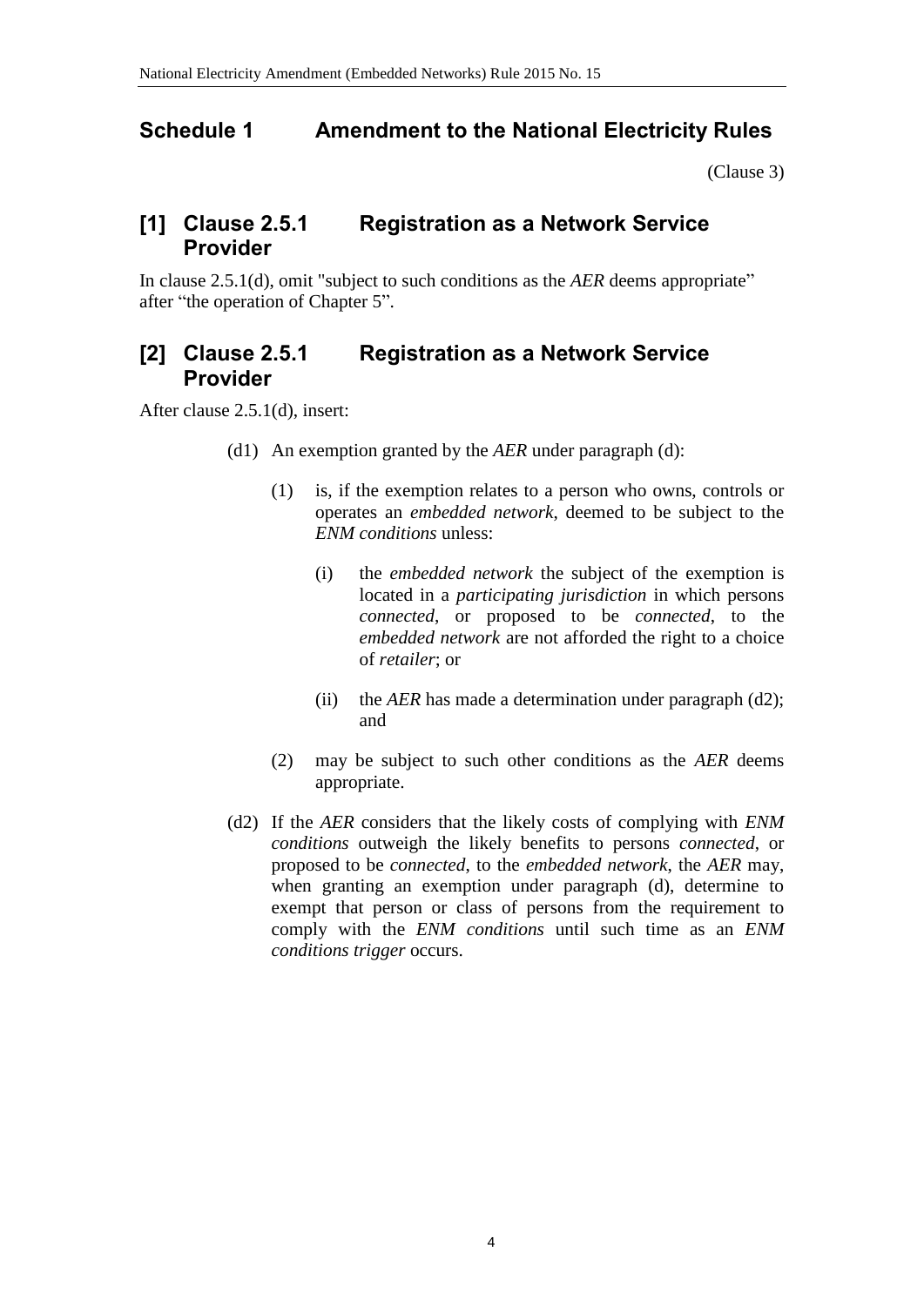## Schedule 1 Amendment to the National Electricity Rules

(Clause 3)

### [1] Clause 2.5.1 Registration as a Network Service Provider

In clause 2.5.1(d), omit "subject to such conditions as the *AER* deems appropriate" after "the operation of Chapter 5".

### [2] Clause 2.5.1 Registration as a Network Service Provider

After clause 2.5.1(d), insert:

(d1) An exemption granted by the *AER* under paragraph (d):

(1) is, if the exemption relates to a person who owns, controls or operates an *embedded network*, deemed to be subject to the *ENM conditions* unless:

(i) the *embedded network* the subject of the exemption is located in a *participating jurisdiction* in which persons *connected*, or proposed to be *connected*, to the *embedded network* are not afforded the right to a choice of *retailer*; or

(ii) the *AER* has made a determination under paragraph (d2); and

(2) may be subject to such other conditions as the *AER* deems appropriate.

(d2) If the *AER* considers that the likely costs of complying with *ENM conditions* outweigh the likely benefits to persons *connected*, or proposed to be *connected*, to the *embedded network*, the *AER* may, when granting an exemption under paragraph (d), determine to exempt that person or class of persons from the requirement to comply with the *ENM conditions* until such time as an *ENM conditions trigger* occurs.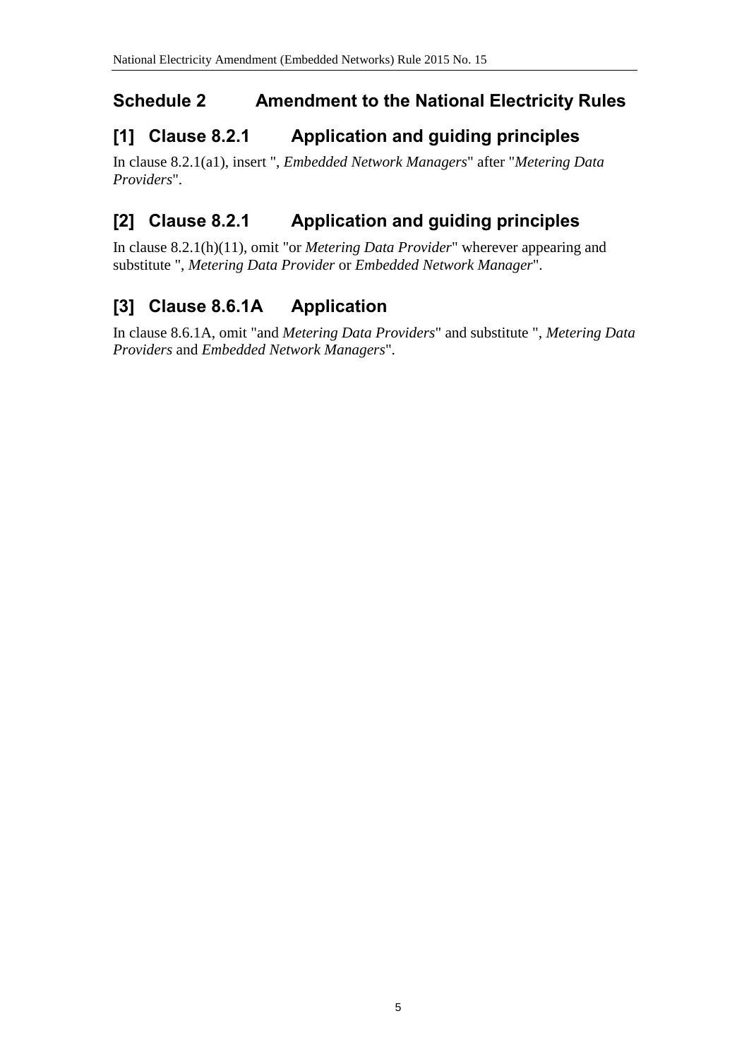## Schedule 2 Amendment to the National Electricity Rules

### [1] Clause 8.2.1 Application and guiding principles

In clause 8.2.1(a1), insert ", *Embedded Network Managers*" after "*Metering Data Providers*".

### [2] Clause 8.2.1 Application and guiding principles

In clause 8.2.1(h)(11), omit "or *Metering Data Provider*" wherever appearing and substitute ", *Metering Data Provider* or *Embedded Network Manager*".

### [3] Clause 8.6.1A Application

In clause 8.6.1A, omit "and *Metering Data Providers*" and substitute ", *Metering Data Providers* and *Embedded Network Managers*".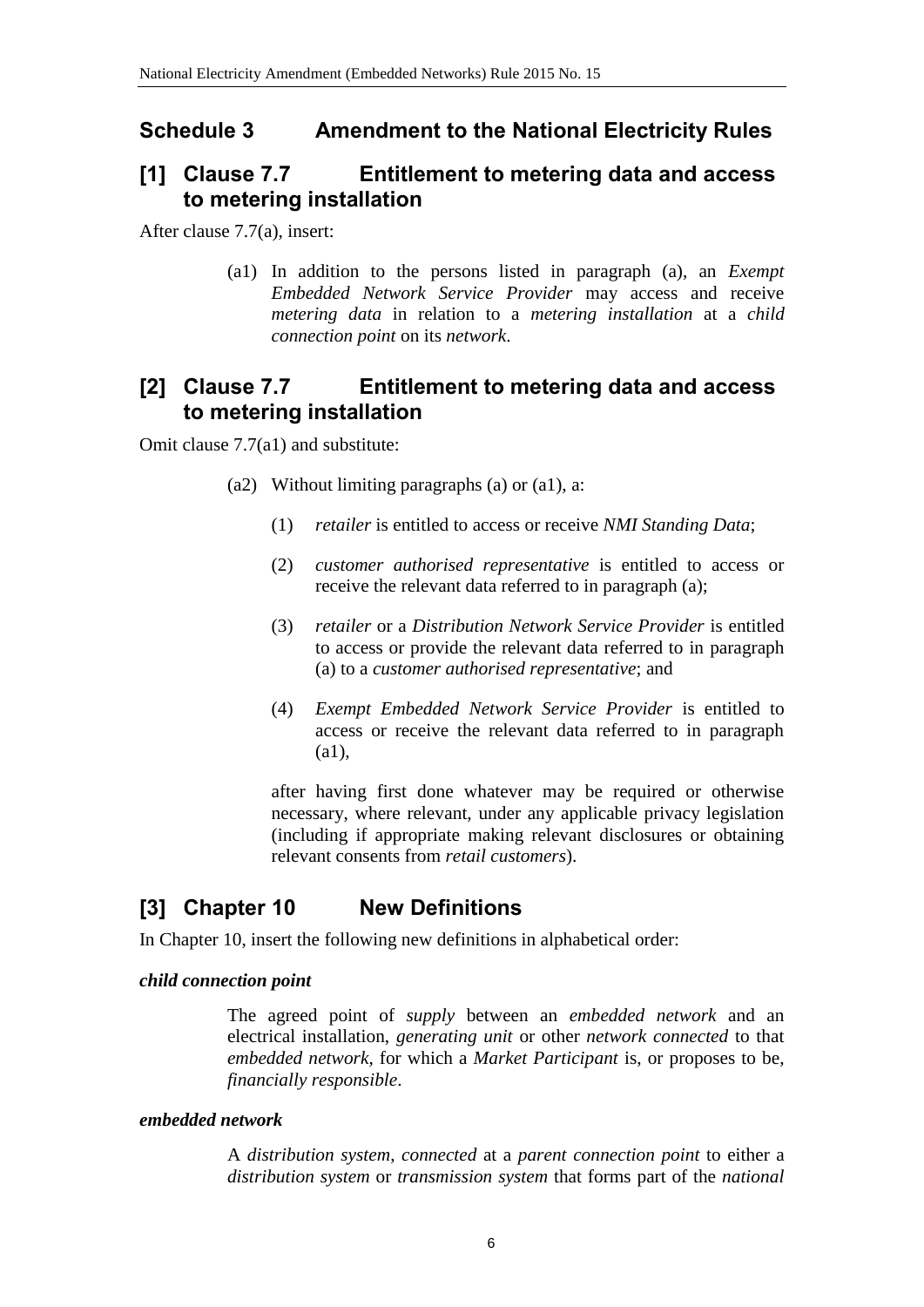## Schedule 3 Amendment to the National Electricity Rules

### [1] Clause 7.7 Entitlement to metering data and access to metering installation

After clause 7.7(a), insert:

> (a1) In addition to the persons listed in paragraph (a), an *Exempt Embedded Network Service Provider* may access and receive *metering data* in relation to a *metering installation* at a *child connection point* on its *network*.

### [2] Clause 7.7 Entitlement to metering data and access to metering installation

Omit clause 7.7(a1) and substitute:

> (a2) Without limiting paragraphs (a) or (a1), a:
>
> (1) *retailer* is entitled to access or receive *NMI Standing Data*;
>
> (2) *customer authorised representative* is entitled to access or receive the relevant data referred to in paragraph (a);
>
> (3) *retailer* or a *Distribution Network Service Provider* is entitled to access or provide the relevant data referred to in paragraph (a) to a *customer authorised representative*; and
>
> (4) *Exempt Embedded Network Service Provider* is entitled to access or receive the relevant data referred to in paragraph (a1),
>
> after having first done whatever may be required or otherwise necessary, where relevant, under any applicable privacy legislation (including if appropriate making relevant disclosures or obtaining relevant consents from *retail customers*).

### [3] Chapter 10 New Definitions

In Chapter 10, insert the following new definitions in alphabetical order:

***child connection point***

> The agreed point of *supply* between an *embedded network* and an electrical installation, *generating unit* or other *network connected* to that *embedded network*, for which a *Market Participant* is, or proposes to be, *financially responsible*.

***embedded network***

> A *distribution system*, *connected* at a *parent connection point* to either a *distribution system* or *transmission system* that forms part of the *national*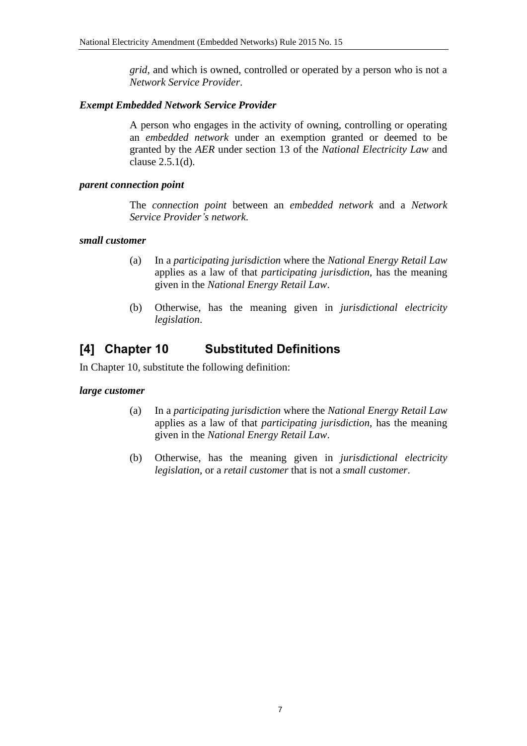*grid*, and which is owned, controlled or operated by a person who is not a *Network Service Provider*.

***Exempt Embedded Network Service Provider***

A person who engages in the activity of owning, controlling or operating an *embedded network* under an exemption granted or deemed to be granted by the *AER* under section 13 of the *National Electricity Law* and clause 2.5.1(d).

***parent connection point***

The *connection point* between an *embedded network* and a *Network Service Provider's network.*

***small customer***

(a) In a *participating jurisdiction* where the *National Energy Retail Law* applies as a law of that *participating jurisdiction*, has the meaning given in the *National Energy Retail Law*.

(b) Otherwise, has the meaning given in *jurisdictional electricity legislation*.

## [4] Chapter 10 Substituted Definitions

In Chapter 10, substitute the following definition:

***large customer***

(a) In a *participating jurisdiction* where the *National Energy Retail Law* applies as a law of that *participating jurisdiction*, has the meaning given in the *National Energy Retail Law*.

(b) Otherwise, has the meaning given in *jurisdictional electricity legislation*, or a *retail customer* that is not a *small customer*.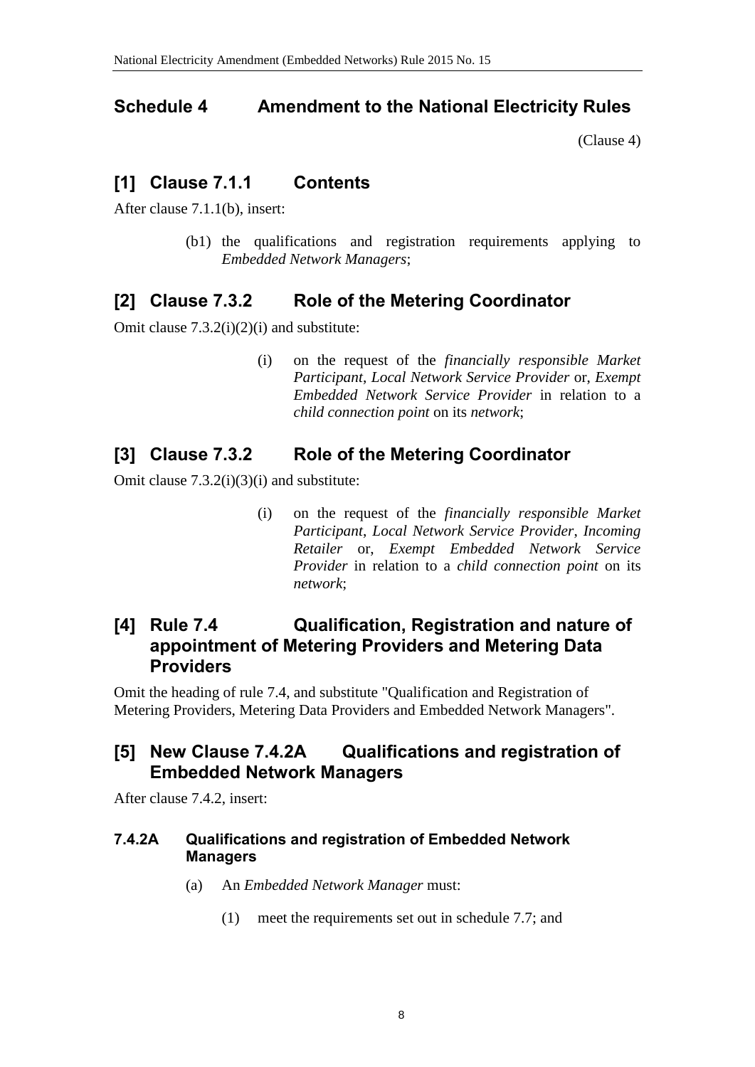## Schedule 4 Amendment to the National Electricity Rules

(Clause 4)

### [1] Clause 7.1.1 Contents

After clause 7.1.1(b), insert:

> (b1) the qualifications and registration requirements applying to *Embedded Network Managers*;

### [2] Clause 7.3.2 Role of the Metering Coordinator

Omit clause 7.3.2(i)(2)(i) and substitute:

> (i) on the request of the *financially responsible Market Participant*, *Local Network Service Provider* or, *Exempt Embedded Network Service Provider* in relation to a *child connection point* on its *network*;

### [3] Clause 7.3.2 Role of the Metering Coordinator

Omit clause 7.3.2(i)(3)(i) and substitute:

> (i) on the request of the *financially responsible Market Participant*, *Local Network Service Provider*, *Incoming Retailer* or, *Exempt Embedded Network Service Provider* in relation to a *child connection point* on its *network*;

### [4] Rule 7.4 Qualification, Registration and nature of appointment of Metering Providers and Metering Data Providers

Omit the heading of rule 7.4, and substitute "Qualification and Registration of Metering Providers, Metering Data Providers and Embedded Network Managers".

### [5] New Clause 7.4.2A Qualifications and registration of Embedded Network Managers

After clause 7.4.2, insert:

#### 7.4.2A Qualifications and registration of Embedded Network Managers

> (a) An *Embedded Network Manager* must:
>
> (1) meet the requirements set out in schedule 7.7; and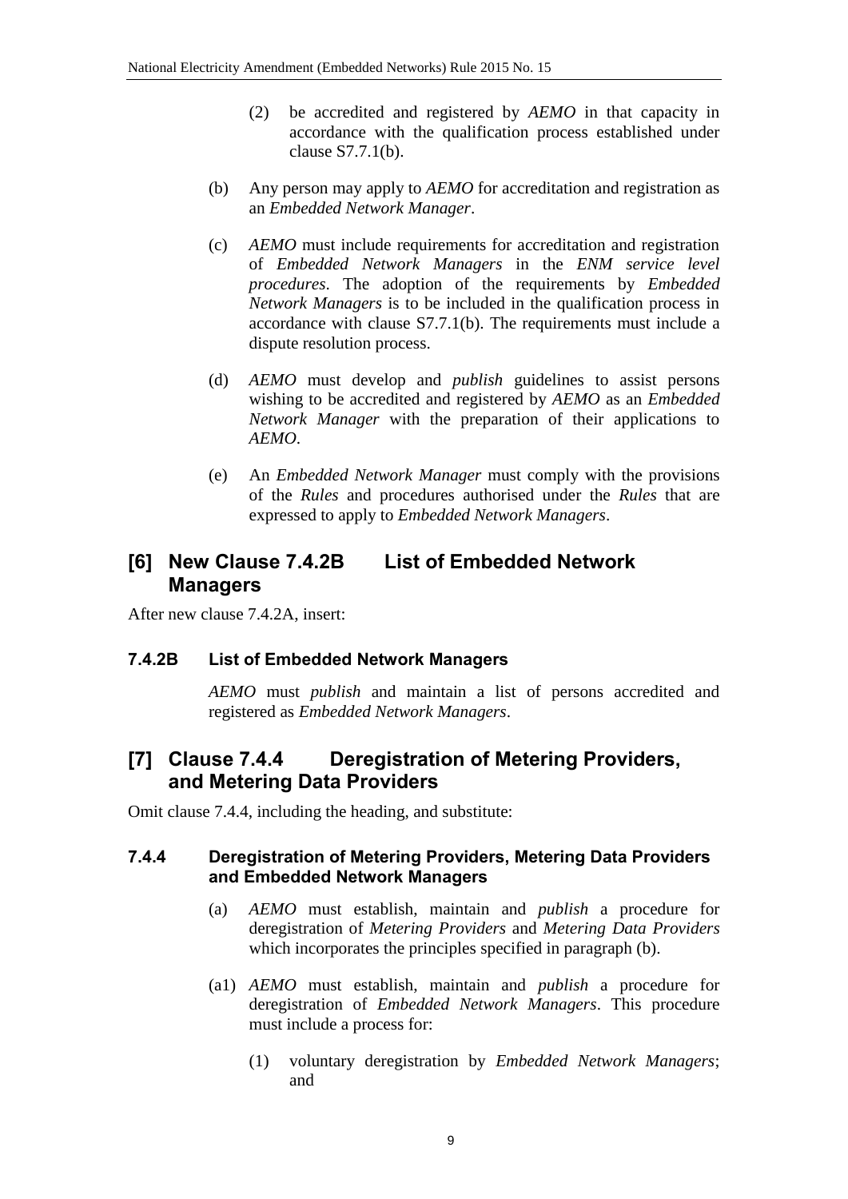(2) be accredited and registered by *AEMO* in that capacity in accordance with the qualification process established under clause S7.7.1(b).

(b) Any person may apply to *AEMO* for accreditation and registration as an *Embedded Network Manager*.

(c) *AEMO* must include requirements for accreditation and registration of *Embedded Network Managers* in the *ENM service level procedures*. The adoption of the requirements by *Embedded Network Managers* is to be included in the qualification process in accordance with clause S7.7.1(b). The requirements must include a dispute resolution process.

(d) *AEMO* must develop and *publish* guidelines to assist persons wishing to be accredited and registered by *AEMO* as an *Embedded Network Manager* with the preparation of their applications to *AEMO*.

(e) An *Embedded Network Manager* must comply with the provisions of the *Rules* and procedures authorised under the *Rules* that are expressed to apply to *Embedded Network Managers*.

## [6] New Clause 7.4.2B List of Embedded Network Managers

After new clause 7.4.2A, insert:

### 7.4.2B List of Embedded Network Managers

*AEMO* must *publish* and maintain a list of persons accredited and registered as *Embedded Network Managers*.

## [7] Clause 7.4.4 Deregistration of Metering Providers, and Metering Data Providers

Omit clause 7.4.4, including the heading, and substitute:

### 7.4.4 Deregistration of Metering Providers, Metering Data Providers and Embedded Network Managers

(a) *AEMO* must establish, maintain and *publish* a procedure for deregistration of *Metering Providers* and *Metering Data Providers* which incorporates the principles specified in paragraph (b).

(a1) *AEMO* must establish, maintain and *publish* a procedure for deregistration of *Embedded Network Managers*. This procedure must include a process for:

(1) voluntary deregistration by *Embedded Network Managers*; and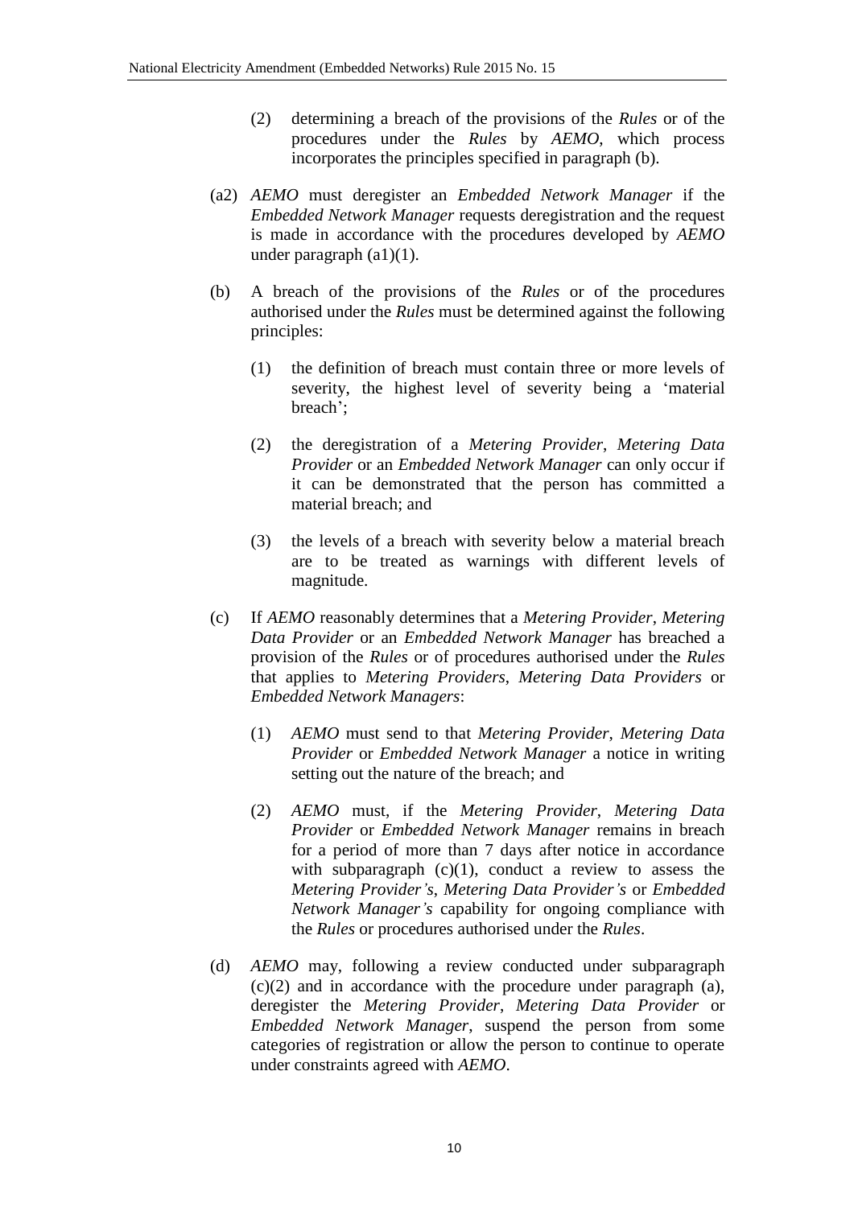(2) determining a breach of the provisions of the *Rules* or of the procedures under the *Rules* by *AEMO*, which process incorporates the principles specified in paragraph (b).

(a2) *AEMO* must deregister an *Embedded Network Manager* if the *Embedded Network Manager* requests deregistration and the request is made in accordance with the procedures developed by *AEMO* under paragraph (a1)(1).

(b) A breach of the provisions of the *Rules* or of the procedures authorised under the *Rules* must be determined against the following principles:

(1) the definition of breach must contain three or more levels of severity, the highest level of severity being a 'material breach';

(2) the deregistration of a *Metering Provider*, *Metering Data Provider* or an *Embedded Network Manager* can only occur if it can be demonstrated that the person has committed a material breach; and

(3) the levels of a breach with severity below a material breach are to be treated as warnings with different levels of magnitude.

(c) If *AEMO* reasonably determines that a *Metering Provider*, *Metering Data Provider* or an *Embedded Network Manager* has breached a provision of the *Rules* or of procedures authorised under the *Rules* that applies to *Metering Providers*, *Metering Data Providers* or *Embedded Network Managers*:

(1) *AEMO* must send to that *Metering Provider*, *Metering Data Provider* or *Embedded Network Manager* a notice in writing setting out the nature of the breach; and

(2) *AEMO* must, if the *Metering Provider*, *Metering Data Provider* or *Embedded Network Manager* remains in breach for a period of more than 7 days after notice in accordance with subparagraph (c)(1), conduct a review to assess the *Metering Provider's*, *Metering Data Provider's* or *Embedded Network Manager's* capability for ongoing compliance with the *Rules* or procedures authorised under the *Rules*.

(d) *AEMO* may, following a review conducted under subparagraph (c)(2) and in accordance with the procedure under paragraph (a), deregister the *Metering Provider*, *Metering Data Provider* or *Embedded Network Manager*, suspend the person from some categories of registration or allow the person to continue to operate under constraints agreed with *AEMO*.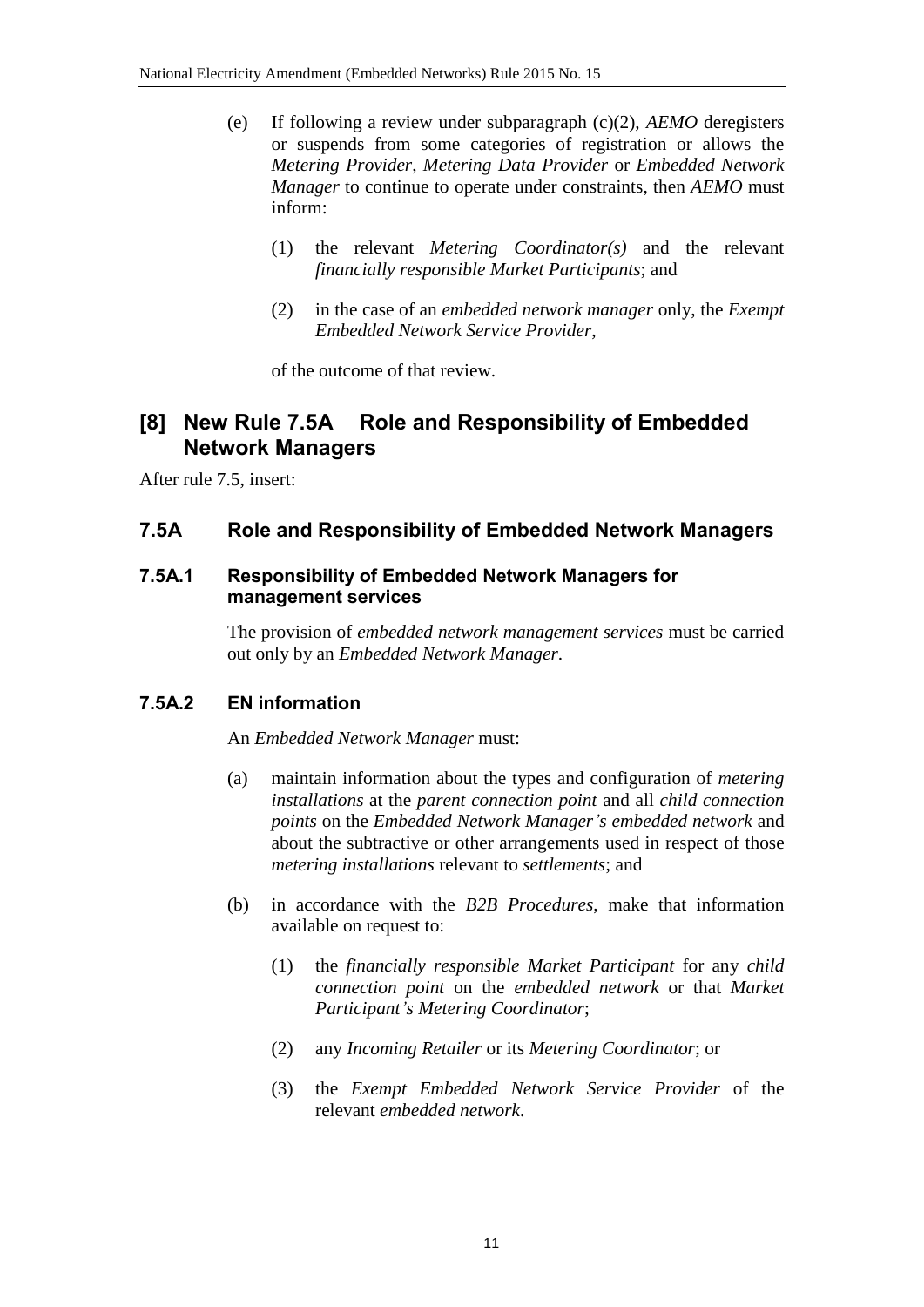(e) If following a review under subparagraph (c)(2), *AEMO* deregisters or suspends from some categories of registration or allows the *Metering Provider*, *Metering Data Provider* or *Embedded Network Manager* to continue to operate under constraints, then *AEMO* must inform:

(1) the relevant *Metering Coordinator(s)* and the relevant *financially responsible Market Participants*; and

(2) in the case of an *embedded network manager* only, the *Exempt Embedded Network Service Provider*,

of the outcome of that review.

## [8] New Rule 7.5A Role and Responsibility of Embedded Network Managers

After rule 7.5, insert:

### 7.5A Role and Responsibility of Embedded Network Managers

#### 7.5A.1 Responsibility of Embedded Network Managers for management services

The provision of *embedded network management services* must be carried out only by an *Embedded Network Manager*.

#### 7.5A.2 EN information

An *Embedded Network Manager* must:

(a) maintain information about the types and configuration of *metering installations* at the *parent connection point* and all *child connection points* on the *Embedded Network Manager's embedded network* and about the subtractive or other arrangements used in respect of those *metering installations* relevant to *settlements*; and

(b) in accordance with the *B2B Procedures*, make that information available on request to:

(1) the *financially responsible Market Participant* for any *child connection point* on the *embedded network* or that *Market Participant's Metering Coordinator*;

(2) any *Incoming Retailer* or its *Metering Coordinator*; or

(3) the *Exempt Embedded Network Service Provider* of the relevant *embedded network*.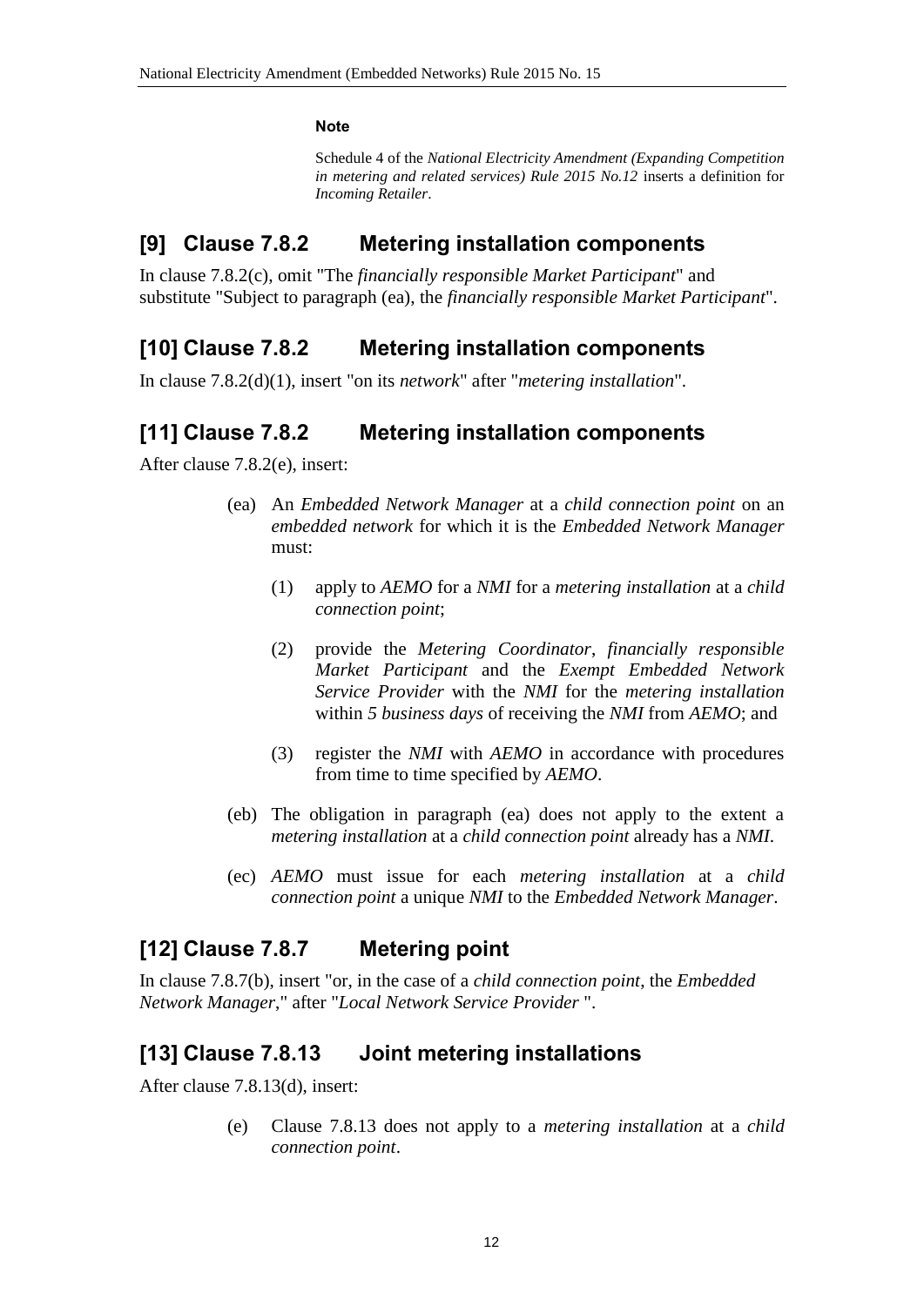**Note**

Schedule 4 of the *National Electricity Amendment (Expanding Competition in metering and related services) Rule 2015 No.12* inserts a definition for *Incoming Retailer*.

## [9] Clause 7.8.2 Metering installation components

In clause 7.8.2(c), omit "The *financially responsible Market Participant*" and substitute "Subject to paragraph (ea), the *financially responsible Market Participant*".

## [10] Clause 7.8.2 Metering installation components

In clause 7.8.2(d)(1), insert "on its *network*" after "*metering installation*".

## [11] Clause 7.8.2 Metering installation components

After clause 7.8.2(e), insert:

(ea) An *Embedded Network Manager* at a *child connection point* on an *embedded network* for which it is the *Embedded Network Manager* must:

(1) apply to *AEMO* for a *NMI* for a *metering installation* at a *child connection point*;

(2) provide the *Metering Coordinator*, *financially responsible Market Participant* and the *Exempt Embedded Network Service Provider* with the *NMI* for the *metering installation* within *5 business days* of receiving the *NMI* from *AEMO*; and

(3) register the *NMI* with *AEMO* in accordance with procedures from time to time specified by *AEMO*.

(eb) The obligation in paragraph (ea) does not apply to the extent a *metering installation* at a *child connection point* already has a *NMI*.

(ec) *AEMO* must issue for each *metering installation* at a *child connection point* a unique *NMI* to the *Embedded Network Manager*.

## [12] Clause 7.8.7 Metering point

In clause 7.8.7(b), insert "or, in the case of a *child connection point*, the *Embedded Network Manager*," after "*Local Network Service Provider* ".

## [13] Clause 7.8.13 Joint metering installations

After clause 7.8.13(d), insert:

(e) Clause 7.8.13 does not apply to a *metering installation* at a *child connection point*.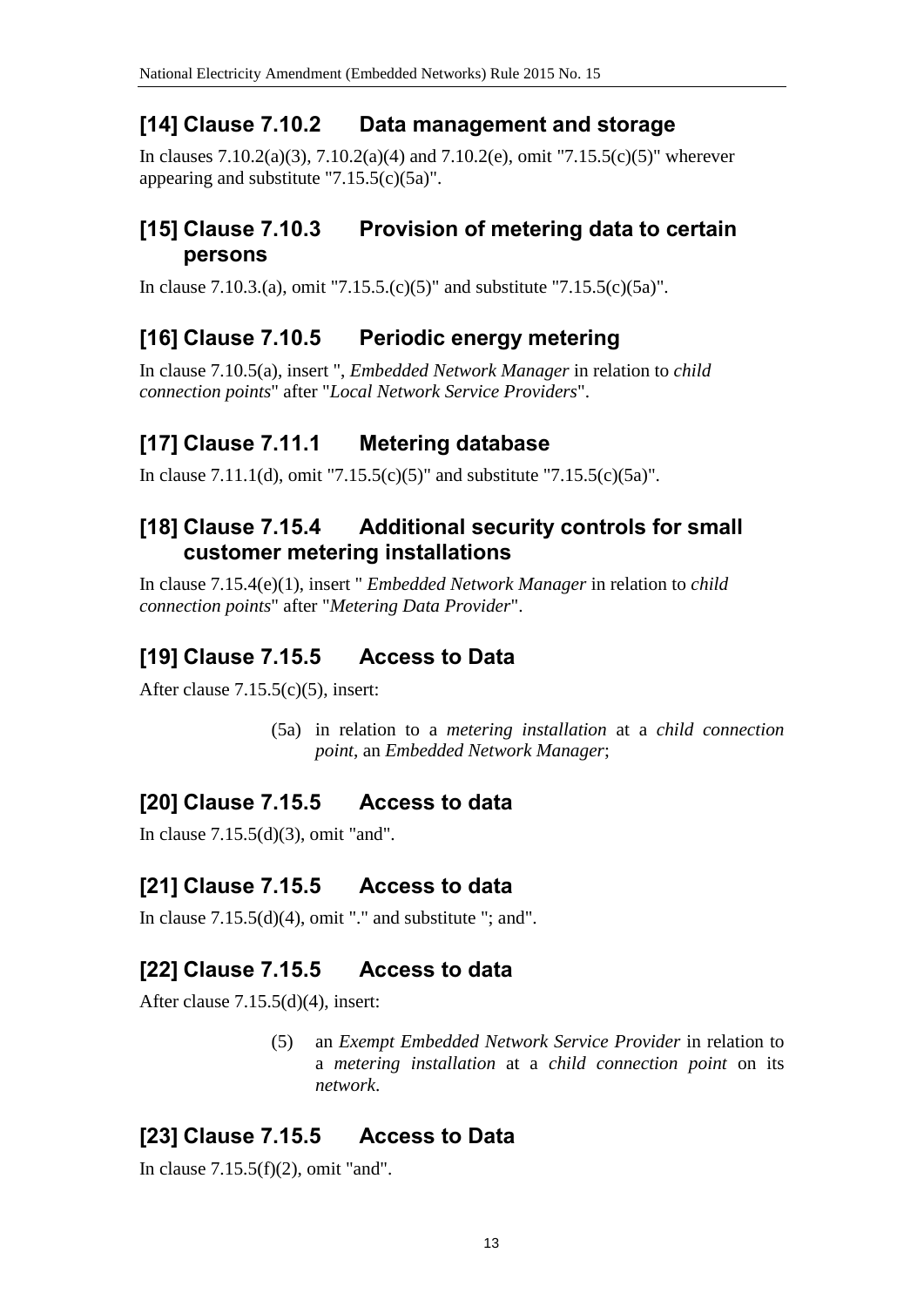## [14] Clause 7.10.2 Data management and storage

In clauses 7.10.2(a)(3), 7.10.2(a)(4) and 7.10.2(e), omit "7.15.5(c)(5)" wherever appearing and substitute "7.15.5(c)(5a)".

## [15] Clause 7.10.3 Provision of metering data to certain persons

In clause 7.10.3.(a), omit "7.15.5.(c)(5)" and substitute "7.15.5(c)(5a)".

## [16] Clause 7.10.5 Periodic energy metering

In clause 7.10.5(a), insert ", *Embedded Network Manager* in relation to *child connection points*" after "*Local Network Service Providers*".

## [17] Clause 7.11.1 Metering database

In clause 7.11.1(d), omit "7.15.5(c)(5)" and substitute "7.15.5(c)(5a)".

## [18] Clause 7.15.4 Additional security controls for small customer metering installations

In clause 7.15.4(e)(1), insert " *Embedded Network Manager* in relation to *child connection points*" after "*Metering Data Provider*".

## [19] Clause 7.15.5 Access to Data

After clause 7.15.5(c)(5), insert:

> (5a) in relation to a *metering installation* at a *child connection point*, an *Embedded Network Manager*;

## [20] Clause 7.15.5 Access to data

In clause 7.15.5(d)(3), omit "and".

## [21] Clause 7.15.5 Access to data

In clause 7.15.5(d)(4), omit "." and substitute "; and".

## [22] Clause 7.15.5 Access to data

After clause 7.15.5(d)(4), insert:

> (5) an *Exempt Embedded Network Service Provider* in relation to a *metering installation* at a *child connection point* on its *network*.

## [23] Clause 7.15.5 Access to Data

In clause 7.15.5(f)(2), omit "and".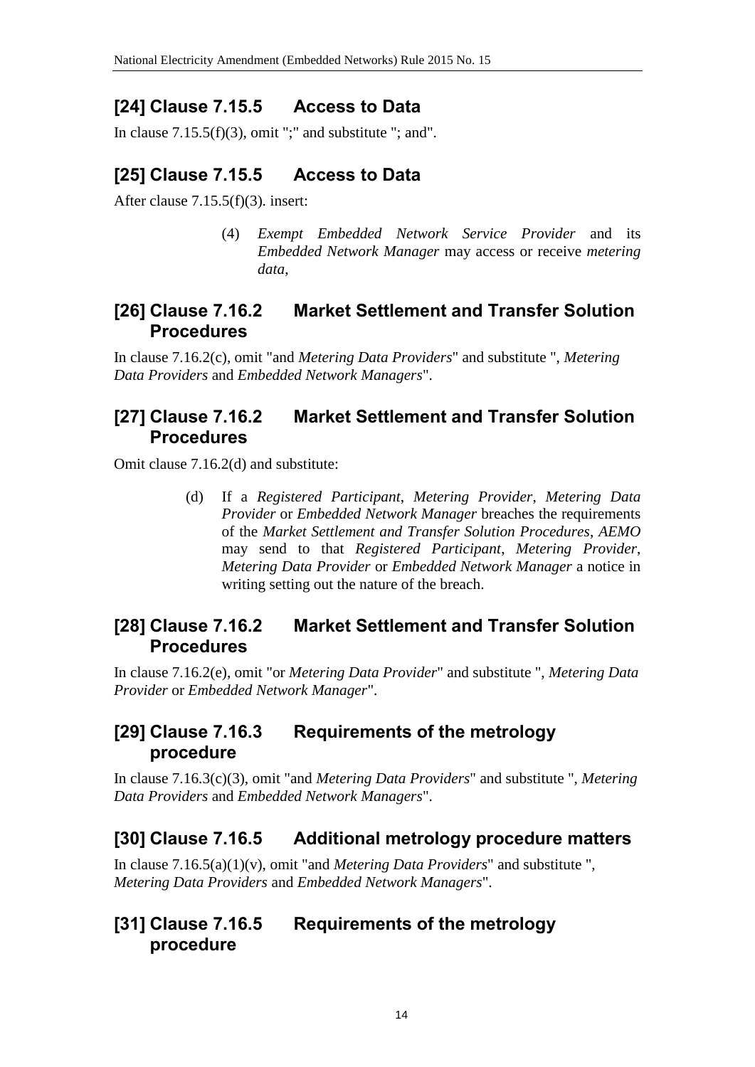## [24] Clause 7.15.5 Access to Data

In clause 7.15.5(f)(3), omit ";" and substitute "; and".

## [25] Clause 7.15.5 Access to Data

After clause 7.15.5(f)(3). insert:

> (4) *Exempt Embedded Network Service Provider* and its *Embedded Network Manager* may access or receive *metering data*,

## [26] Clause 7.16.2 Market Settlement and Transfer Solution Procedures

In clause 7.16.2(c), omit "and *Metering Data Providers*" and substitute ", *Metering Data Providers* and *Embedded Network Managers*".

## [27] Clause 7.16.2 Market Settlement and Transfer Solution Procedures

Omit clause 7.16.2(d) and substitute:

> (d) If a *Registered Participant*, *Metering Provider*, *Metering Data Provider* or *Embedded Network Manager* breaches the requirements of the *Market Settlement and Transfer Solution Procedures*, *AEMO* may send to that *Registered Participant*, *Metering Provider*, *Metering Data Provider* or *Embedded Network Manager* a notice in writing setting out the nature of the breach.

## [28] Clause 7.16.2 Market Settlement and Transfer Solution Procedures

In clause 7.16.2(e), omit "or *Metering Data Provider*" and substitute ", *Metering Data Provider* or *Embedded Network Manager*".

## [29] Clause 7.16.3 Requirements of the metrology procedure

In clause 7.16.3(c)(3), omit "and *Metering Data Providers*" and substitute ", *Metering Data Providers* and *Embedded Network Managers*".

## [30] Clause 7.16.5 Additional metrology procedure matters

In clause 7.16.5(a)(1)(v), omit "and *Metering Data Providers*" and substitute ", *Metering Data Providers* and *Embedded Network Managers*".

## [31] Clause 7.16.5 Requirements of the metrology procedure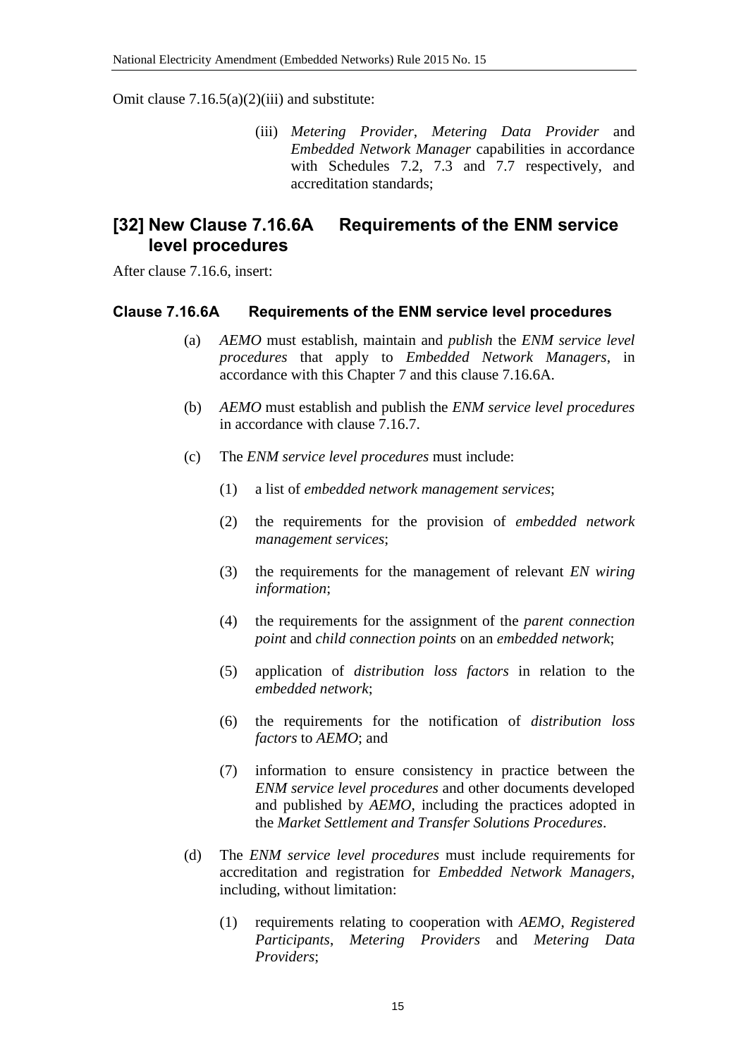Omit clause 7.16.5(a)(2)(iii) and substitute:

> (iii) *Metering Provider*, *Metering Data Provider* and *Embedded Network Manager* capabilities in accordance with Schedules 7.2, 7.3 and 7.7 respectively, and accreditation standards;

## [32] New Clause 7.16.6A Requirements of the ENM service level procedures

After clause 7.16.6, insert:

### Clause 7.16.6A Requirements of the ENM service level procedures

(a) *AEMO* must establish, maintain and *publish* the *ENM service level procedures* that apply to *Embedded Network Managers*, in accordance with this Chapter 7 and this clause 7.16.6A.

(b) *AEMO* must establish and publish the *ENM service level procedures* in accordance with clause 7.16.7.

(c) The *ENM service level procedures* must include:

(1) a list of *embedded network management services*;

(2) the requirements for the provision of *embedded network management services*;

(3) the requirements for the management of relevant *EN wiring information*;

(4) the requirements for the assignment of the *parent connection point* and *child connection points* on an *embedded network*;

(5) application of *distribution loss factors* in relation to the *embedded network*;

(6) the requirements for the notification of *distribution loss factors* to *AEMO*; and

(7) information to ensure consistency in practice between the *ENM service level procedures* and other documents developed and published by *AEMO*, including the practices adopted in the *Market Settlement and Transfer Solutions Procedures*.

(d) The *ENM service level procedures* must include requirements for accreditation and registration for *Embedded Network Managers*, including, without limitation:

(1) requirements relating to cooperation with *AEMO*, *Registered Participants*, *Metering Providers* and *Metering Data Providers*;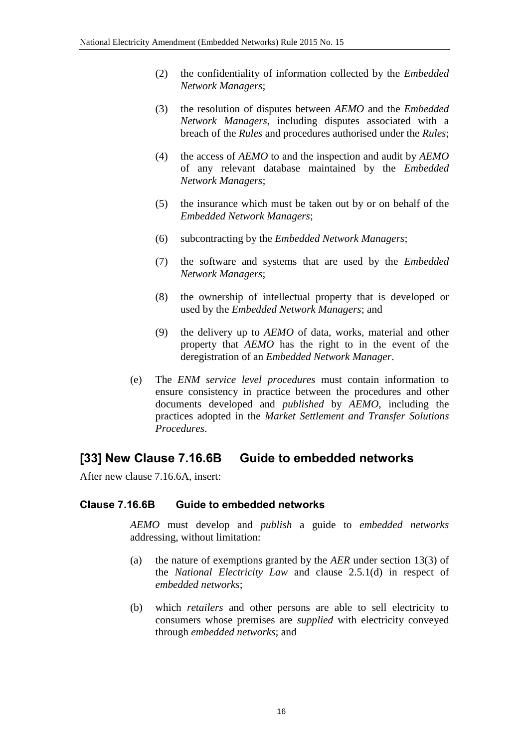(2) the confidentiality of information collected by the *Embedded Network Managers*;

(3) the resolution of disputes between *AEMO* and the *Embedded Network Managers*, including disputes associated with a breach of the *Rules* and procedures authorised under the *Rules*;

(4) the access of *AEMO* to and the inspection and audit by *AEMO* of any relevant database maintained by the *Embedded Network Managers*;

(5) the insurance which must be taken out by or on behalf of the *Embedded Network Managers*;

(6) subcontracting by the *Embedded Network Managers*;

(7) the software and systems that are used by the *Embedded Network Managers*;

(8) the ownership of intellectual property that is developed or used by the *Embedded Network Managers*; and

(9) the delivery up to *AEMO* of data, works, material and other property that *AEMO* has the right to in the event of the deregistration of an *Embedded Network Manager*.

(e) The *ENM service level procedures* must contain information to ensure consistency in practice between the procedures and other documents developed and *published* by *AEMO*, including the practices adopted in the *Market Settlement and Transfer Solutions Procedures*.

## [33] New Clause 7.16.6B Guide to embedded networks

After new clause 7.16.6A, insert:

### Clause 7.16.6B Guide to embedded networks

*AEMO* must develop and *publish* a guide to *embedded networks* addressing, without limitation:

(a) the nature of exemptions granted by the *AER* under section 13(3) of the *National Electricity Law* and clause 2.5.1(d) in respect of *embedded networks*;

(b) which *retailers* and other persons are able to sell electricity to consumers whose premises are *supplied* with electricity conveyed through *embedded networks*; and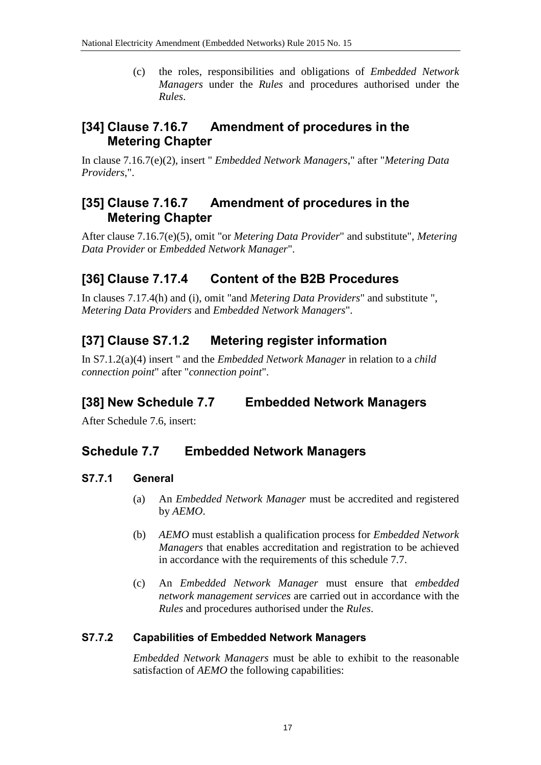(c) the roles, responsibilities and obligations of *Embedded Network Managers* under the *Rules* and procedures authorised under the *Rules*.

## [34] Clause 7.16.7 Amendment of procedures in the Metering Chapter

In clause 7.16.7(e)(2), insert " *Embedded Network Managers*," after "*Metering Data Providers*,".

## [35] Clause 7.16.7 Amendment of procedures in the Metering Chapter

After clause 7.16.7(e)(5), omit "or *Metering Data Provider*" and substitute", *Metering Data Provider* or *Embedded Network Manager*".

## [36] Clause 7.17.4 Content of the B2B Procedures

In clauses 7.17.4(h) and (i), omit "and *Metering Data Providers*" and substitute ", *Metering Data Providers* and *Embedded Network Managers*".

## [37] Clause S7.1.2 Metering register information

In S7.1.2(a)(4) insert " and the *Embedded Network Manager* in relation to a *child connection point*" after "*connection point*".

## [38] New Schedule 7.7 Embedded Network Managers

After Schedule 7.6, insert:

## Schedule 7.7 Embedded Network Managers

### S7.7.1 General

(a) An *Embedded Network Manager* must be accredited and registered by *AEMO*.

(b) *AEMO* must establish a qualification process for *Embedded Network Managers* that enables accreditation and registration to be achieved in accordance with the requirements of this schedule 7.7.

(c) An *Embedded Network Manager* must ensure that *embedded network management services* are carried out in accordance with the *Rules* and procedures authorised under the *Rules*.

### S7.7.2 Capabilities of Embedded Network Managers

*Embedded Network Managers* must be able to exhibit to the reasonable satisfaction of *AEMO* the following capabilities: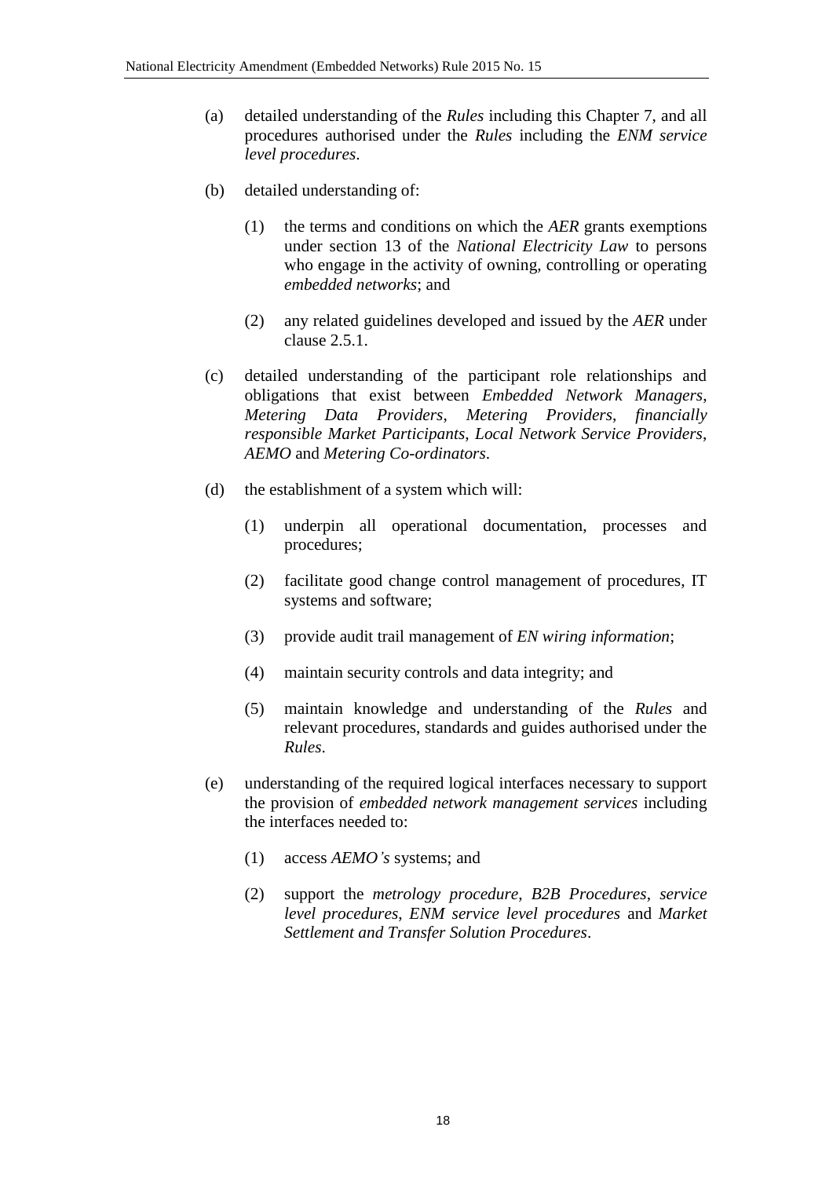(a) detailed understanding of the *Rules* including this Chapter 7, and all procedures authorised under the *Rules* including the *ENM service level procedures*.

(b) detailed understanding of:

   (1) the terms and conditions on which the *AER* grants exemptions under section 13 of the *National Electricity Law* to persons who engage in the activity of owning, controlling or operating *embedded networks*; and

   (2) any related guidelines developed and issued by the *AER* under clause 2.5.1.

(c) detailed understanding of the participant role relationships and obligations that exist between *Embedded Network Managers*, *Metering Data Providers*, *Metering Providers*, *financially responsible Market Participants*, *Local Network Service Providers*, *AEMO* and *Metering Co-ordinators*.

(d) the establishment of a system which will:

   (1) underpin all operational documentation, processes and procedures;

   (2) facilitate good change control management of procedures, IT systems and software;

   (3) provide audit trail management of *EN wiring information*;

   (4) maintain security controls and data integrity; and

   (5) maintain knowledge and understanding of the *Rules* and relevant procedures, standards and guides authorised under the *Rules*.

(e) understanding of the required logical interfaces necessary to support the provision of *embedded network management services* including the interfaces needed to:

   (1) access *AEMO's* systems; and

   (2) support the *metrology procedure*, *B2B Procedures*, *service level procedures*, *ENM service level procedures* and *Market Settlement and Transfer Solution Procedures*.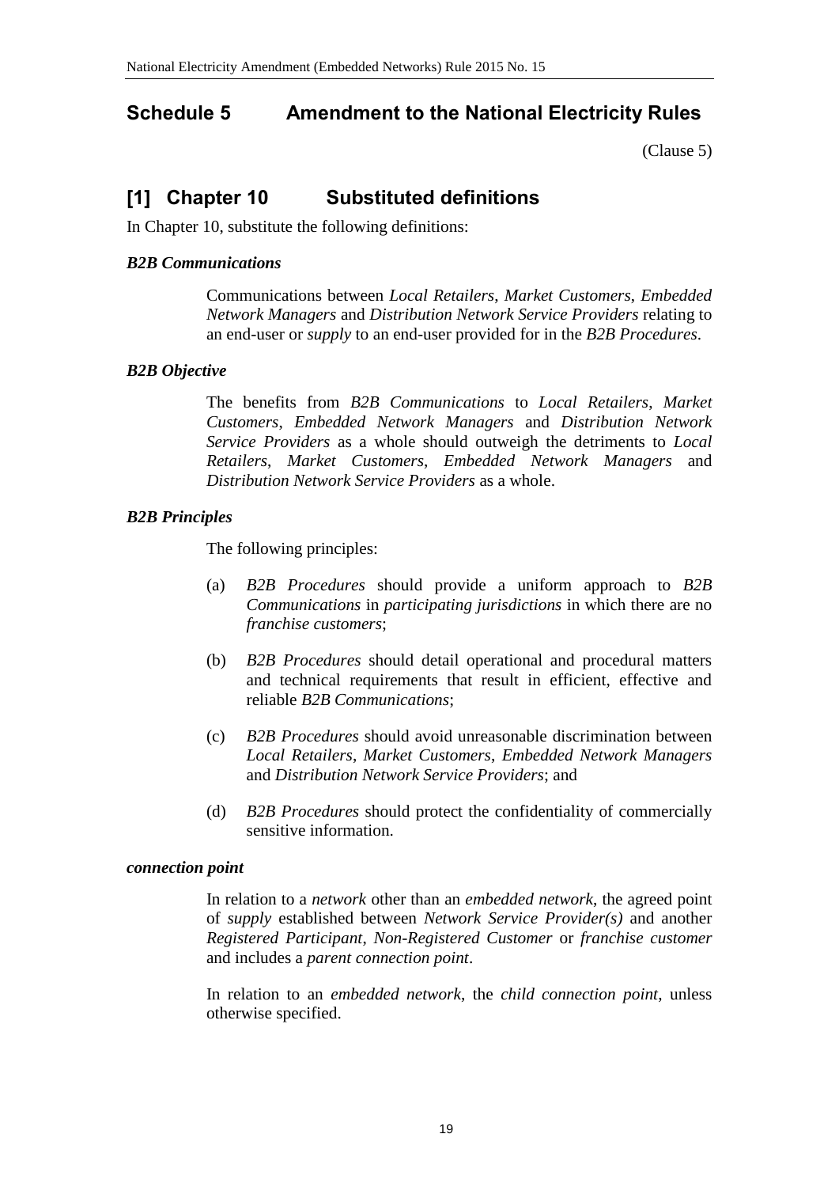# Schedule 5 Amendment to the National Electricity Rules

(Clause 5)

## [1] Chapter 10 Substituted definitions

In Chapter 10, substitute the following definitions:

***B2B Communications***

Communications between *Local Retailers*, *Market Customers*, *Embedded Network Managers* and *Distribution Network Service Providers* relating to an end-user or *supply* to an end-user provided for in the *B2B Procedures*.

***B2B Objective***

The benefits from *B2B Communications* to *Local Retailers*, *Market Customers*, *Embedded Network Managers* and *Distribution Network Service Providers* as a whole should outweigh the detriments to *Local Retailers*, *Market Customers*, *Embedded Network Managers* and *Distribution Network Service Providers* as a whole.

***B2B Principles***

The following principles:

(a) *B2B Procedures* should provide a uniform approach to *B2B Communications* in *participating jurisdictions* in which there are no *franchise customers*;

(b) *B2B Procedures* should detail operational and procedural matters and technical requirements that result in efficient, effective and reliable *B2B Communications*;

(c) *B2B Procedures* should avoid unreasonable discrimination between *Local Retailers*, *Market Customers*, *Embedded Network Managers* and *Distribution Network Service Providers*; and

(d) *B2B Procedures* should protect the confidentiality of commercially sensitive information.

***connection point***

In relation to a *network* other than an *embedded network*, the agreed point of *supply* established between *Network Service Provider(s)* and another *Registered Participant*, *Non-Registered Customer* or *franchise customer* and includes a *parent connection point*.

In relation to an *embedded network*, the *child connection point*, unless otherwise specified.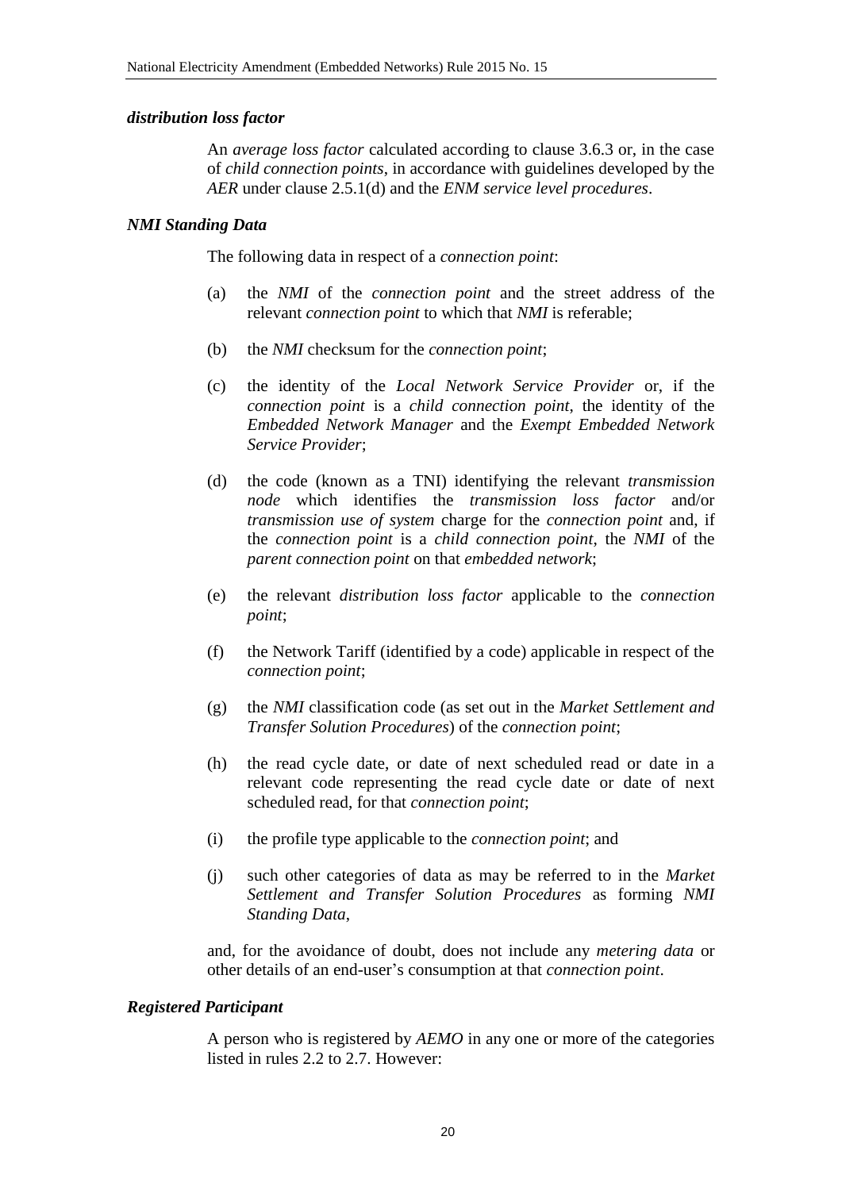***distribution loss factor***

An *average loss factor* calculated according to clause 3.6.3 or, in the case of *child connection points*, in accordance with guidelines developed by the *AER* under clause 2.5.1(d) and the *ENM service level procedures*.

***NMI Standing Data***

The following data in respect of a *connection point*:

(a) the *NMI* of the *connection point* and the street address of the relevant *connection point* to which that *NMI* is referable;

(b) the *NMI* checksum for the *connection point*;

(c) the identity of the *Local Network Service Provider* or, if the *connection point* is a *child connection point*, the identity of the *Embedded Network Manager* and the *Exempt Embedded Network Service Provider*;

(d) the code (known as a TNI) identifying the relevant *transmission node* which identifies the *transmission loss factor* and/or *transmission use of system* charge for the *connection point* and, if the *connection point* is a *child connection point*, the *NMI* of the *parent connection point* on that *embedded network*;

(e) the relevant *distribution loss factor* applicable to the *connection point*;

(f) the Network Tariff (identified by a code) applicable in respect of the *connection point*;

(g) the *NMI* classification code (as set out in the *Market Settlement and Transfer Solution Procedures*) of the *connection point*;

(h) the read cycle date, or date of next scheduled read or date in a relevant code representing the read cycle date or date of next scheduled read, for that *connection point*;

(i) the profile type applicable to the *connection point*; and

(j) such other categories of data as may be referred to in the *Market Settlement and Transfer Solution Procedures* as forming *NMI Standing Data*,

and, for the avoidance of doubt, does not include any *metering data* or other details of an end-user's consumption at that *connection point*.

***Registered Participant***

A person who is registered by *AEMO* in any one or more of the categories listed in rules 2.2 to 2.7. However: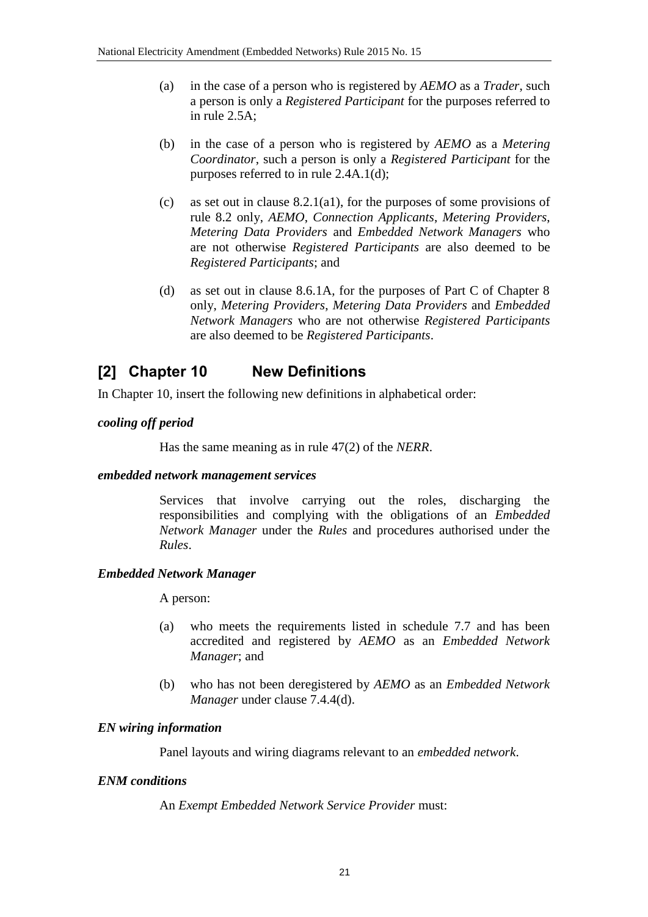(a) in the case of a person who is registered by *AEMO* as a *Trader*, such a person is only a *Registered Participant* for the purposes referred to in rule 2.5A;

(b) in the case of a person who is registered by *AEMO* as a *Metering Coordinator*, such a person is only a *Registered Participant* for the purposes referred to in rule 2.4A.1(d);

(c) as set out in clause 8.2.1(a1), for the purposes of some provisions of rule 8.2 only, *AEMO*, *Connection Applicants*, *Metering Providers*, *Metering Data Providers* and *Embedded Network Managers* who are not otherwise *Registered Participants* are also deemed to be *Registered Participants*; and

(d) as set out in clause 8.6.1A, for the purposes of Part C of Chapter 8 only, *Metering Providers*, *Metering Data Providers* and *Embedded Network Managers* who are not otherwise *Registered Participants* are also deemed to be *Registered Participants*.

## [2] Chapter 10 New Definitions

In Chapter 10, insert the following new definitions in alphabetical order:

***cooling off period***

Has the same meaning as in rule 47(2) of the *NERR*.

***embedded network management services***

Services that involve carrying out the roles, discharging the responsibilities and complying with the obligations of an *Embedded Network Manager* under the *Rules* and procedures authorised under the *Rules*.

***Embedded Network Manager***

A person:

(a) who meets the requirements listed in schedule 7.7 and has been accredited and registered by *AEMO* as an *Embedded Network Manager*; and

(b) who has not been deregistered by *AEMO* as an *Embedded Network Manager* under clause 7.4.4(d).

***EN wiring information***

Panel layouts and wiring diagrams relevant to an *embedded network*.

***ENM conditions***

An *Exempt Embedded Network Service Provider* must: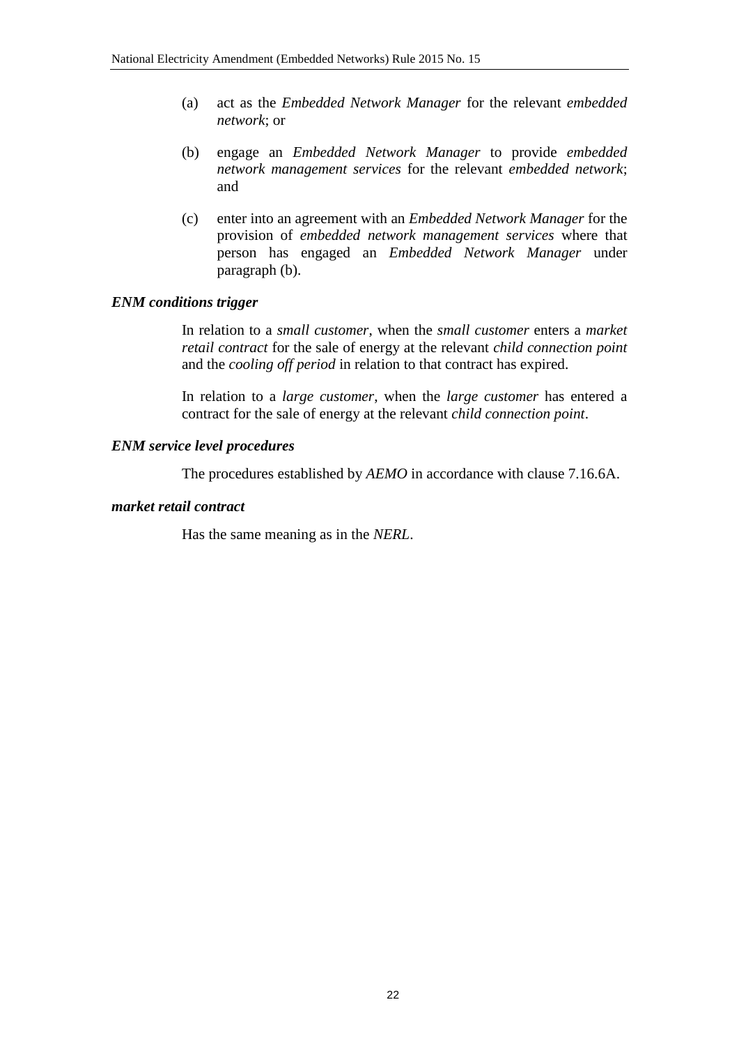(a) act as the *Embedded Network Manager* for the relevant *embedded network*; or

(b) engage an *Embedded Network Manager* to provide *embedded network management services* for the relevant *embedded network*; and

(c) enter into an agreement with an *Embedded Network Manager* for the provision of *embedded network management services* where that person has engaged an *Embedded Network Manager* under paragraph (b).

***ENM conditions trigger***

In relation to a *small customer*, when the *small customer* enters a *market retail contract* for the sale of energy at the relevant *child connection point* and the *cooling off period* in relation to that contract has expired.

In relation to a *large customer*, when the *large customer* has entered a contract for the sale of energy at the relevant *child connection point*.

***ENM service level procedures***

The procedures established by *AEMO* in accordance with clause 7.16.6A.

***market retail contract***

Has the same meaning as in the *NERL*.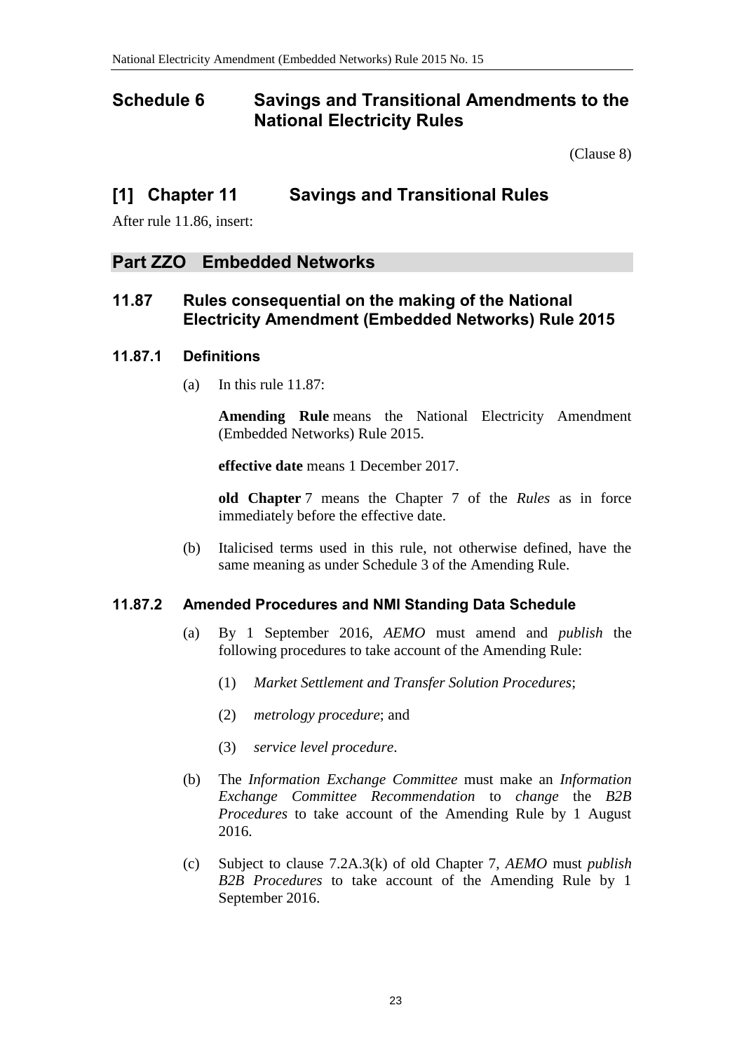# Schedule 6 Savings and Transitional Amendments to the National Electricity Rules

(Clause 8)

## [1] Chapter 11 Savings and Transitional Rules

After rule 11.86, insert:

## Part ZZO Embedded Networks

### 11.87 Rules consequential on the making of the National Electricity Amendment (Embedded Networks) Rule 2015

#### 11.87.1 Definitions

(a) In this rule 11.87:

**Amending Rule** means the National Electricity Amendment (Embedded Networks) Rule 2015.

**effective date** means 1 December 2017.

**old Chapter** 7 means the Chapter 7 of the *Rules* as in force immediately before the effective date.

(b) Italicised terms used in this rule, not otherwise defined, have the same meaning as under Schedule 3 of the Amending Rule.

#### 11.87.2 Amended Procedures and NMI Standing Data Schedule

(a) By 1 September 2016, *AEMO* must amend and *publish* the following procedures to take account of the Amending Rule:

(1) *Market Settlement and Transfer Solution Procedures*;

(2) *metrology procedure*; and

(3) *service level procedure*.

(b) The *Information Exchange Committee* must make an *Information Exchange Committee Recommendation* to *change* the *B2B Procedures* to take account of the Amending Rule by 1 August 2016.

(c) Subject to clause 7.2A.3(k) of old Chapter 7, *AEMO* must *publish B2B Procedures* to take account of the Amending Rule by 1 September 2016.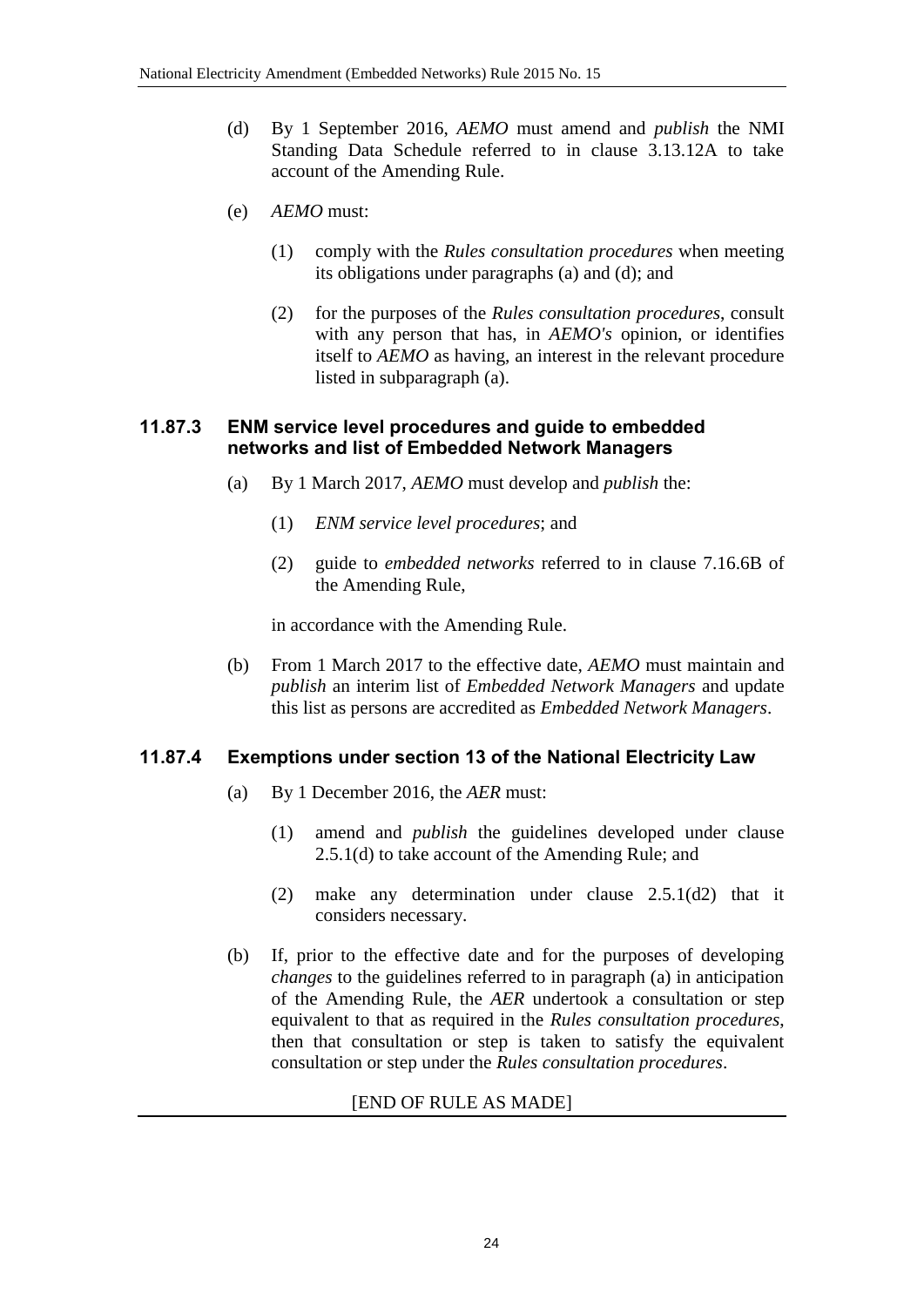(d) By 1 September 2016, *AEMO* must amend and *publish* the NMI Standing Data Schedule referred to in clause 3.13.12A to take account of the Amending Rule.

(e) *AEMO* must:

(1) comply with the *Rules consultation procedures* when meeting its obligations under paragraphs (a) and (d); and

(2) for the purposes of the *Rules consultation procedures*, consult with any person that has, in *AEMO's* opinion, or identifies itself to *AEMO* as having, an interest in the relevant procedure listed in subparagraph (a).

### 11.87.3 ENM service level procedures and guide to embedded networks and list of Embedded Network Managers

(a) By 1 March 2017, *AEMO* must develop and *publish* the:

(1) *ENM service level procedures*; and

(2) guide to *embedded networks* referred to in clause 7.16.6B of the Amending Rule,

in accordance with the Amending Rule.

(b) From 1 March 2017 to the effective date, *AEMO* must maintain and *publish* an interim list of *Embedded Network Managers* and update this list as persons are accredited as *Embedded Network Managers*.

### 11.87.4 Exemptions under section 13 of the National Electricity Law

(a) By 1 December 2016, the *AER* must:

(1) amend and *publish* the guidelines developed under clause 2.5.1(d) to take account of the Amending Rule; and

(2) make any determination under clause 2.5.1(d2) that it considers necessary.

(b) If, prior to the effective date and for the purposes of developing *changes* to the guidelines referred to in paragraph (a) in anticipation of the Amending Rule, the *AER* undertook a consultation or step equivalent to that as required in the *Rules consultation procedures*, then that consultation or step is taken to satisfy the equivalent consultation or step under the *Rules consultation procedures*.

[END OF RULE AS MADE]